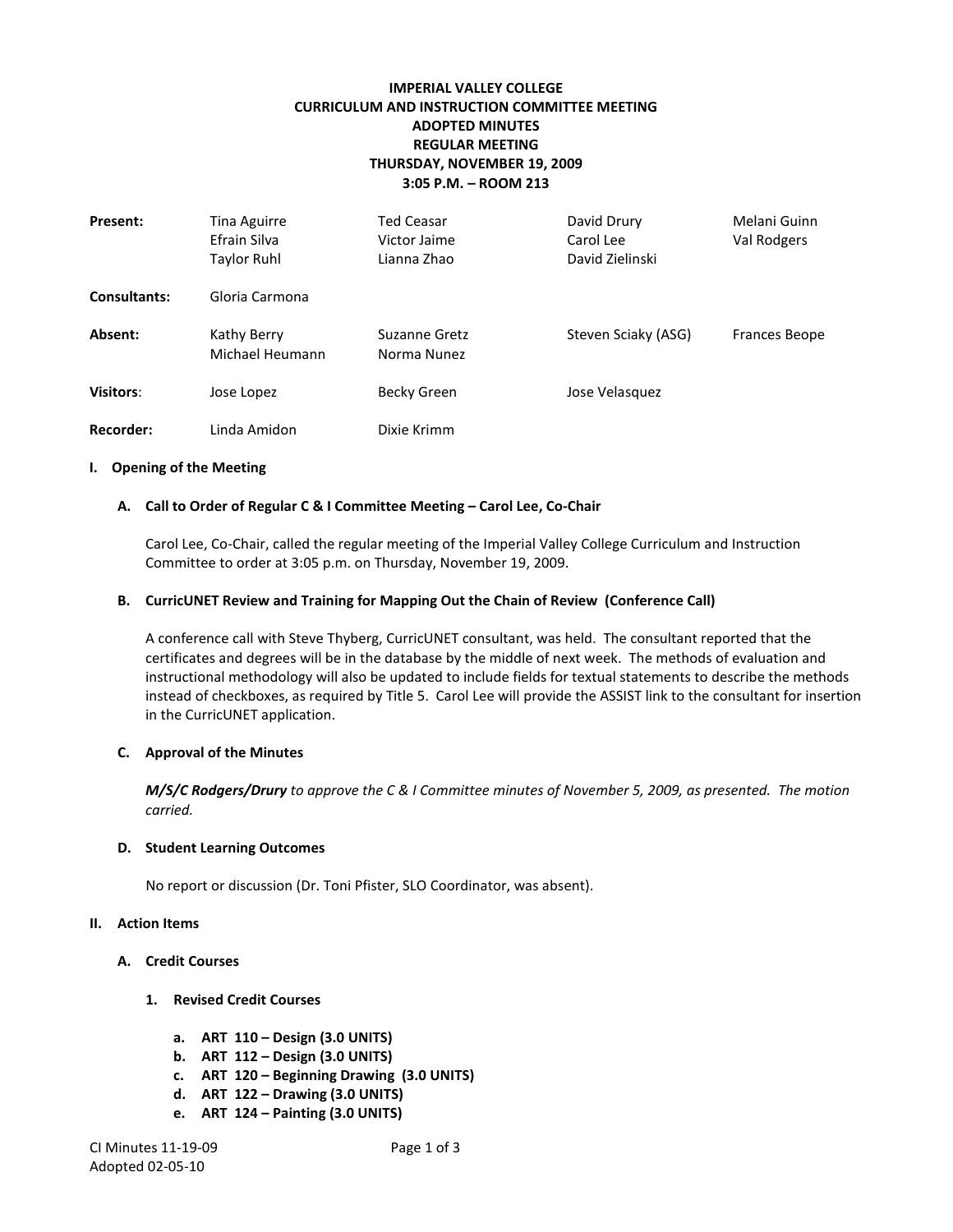**IMPERIAL VALLEY COLLEGE**
**CURRICULUM AND INSTRUCTION COMMITTEE MEETING**
**ADOPTED MINUTES**
**REGULAR MEETING**
**THURSDAY, NOVEMBER 19, 2009**
**3:05 P.M. – ROOM 213**

| | | | | |
|---|---|---|---|---|
| **Present:** | Tina Aguirre | Ted Ceasar | David Drury | Melani Guinn |
| | Efrain Silva | Victor Jaime | Carol Lee | Val Rodgers |
| | Taylor Ruhl | Lianna Zhao | David Zielinski | |
| **Consultants:** | Gloria Carmona | | | |
| **Absent:** | Kathy Berry | Suzanne Gretz | Steven Sciaky (ASG) | Frances Beope |
| | Michael Heumann | Norma Nunez | | |
| **Visitors**: | Jose Lopez | Becky Green | Jose Velasquez | |
| **Recorder:** | Linda Amidon | Dixie Krimm | | |

## I. Opening of the Meeting

### A. Call to Order of Regular C & I Committee Meeting – Carol Lee, Co-Chair

Carol Lee, Co-Chair, called the regular meeting of the Imperial Valley College Curriculum and Instruction Committee to order at 3:05 p.m. on Thursday, November 19, 2009.

### B. CurricUNET Review and Training for Mapping Out the Chain of Review (Conference Call)

A conference call with Steve Thyberg, CurricUNET consultant, was held. The consultant reported that the certificates and degrees will be in the database by the middle of next week. The methods of evaluation and instructional methodology will also be updated to include fields for textual statements to describe the methods instead of checkboxes, as required by Title 5. Carol Lee will provide the ASSIST link to the consultant for insertion in the CurricUNET application.

### C. Approval of the Minutes

***M/S/C Rodgers/Drury*** *to approve the C & I Committee minutes of November 5, 2009, as presented. The motion carried.*

### D. Student Learning Outcomes

No report or discussion (Dr. Toni Pfister, SLO Coordinator, was absent).

## II. Action Items

### A. Credit Courses

#### 1. Revised Credit Courses

- **a. ART 110 – Design (3.0 UNITS)**
- **b. ART 112 – Design (3.0 UNITS)**
- **c. ART 120 – Beginning Drawing (3.0 UNITS)**
- **d. ART 122 – Drawing (3.0 UNITS)**
- **e. ART 124 – Painting (3.0 UNITS)**

CI Minutes 11-19-09
Adopted 02-05-10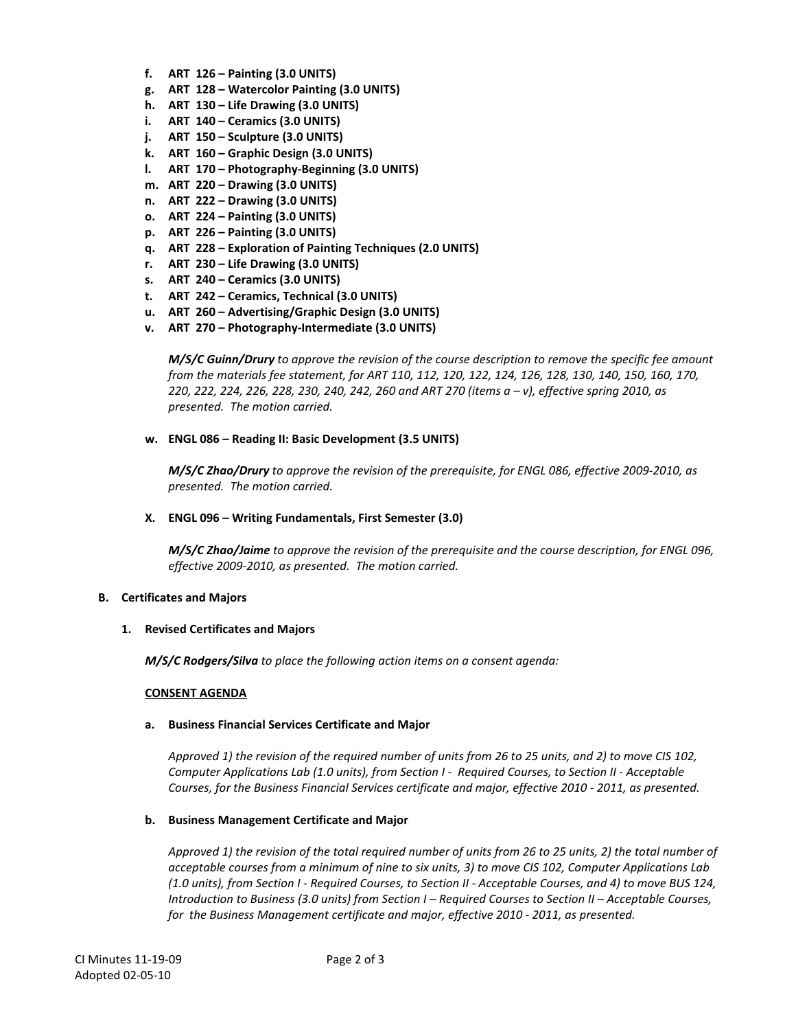f. **ART 126 – Painting (3.0 UNITS)**
g. **ART 128 – Watercolor Painting (3.0 UNITS)**
h. **ART 130 – Life Drawing (3.0 UNITS)**
i. **ART 140 – Ceramics (3.0 UNITS)**
j. **ART 150 – Sculpture (3.0 UNITS)**
k. **ART 160 – Graphic Design (3.0 UNITS)**
l. **ART 170 – Photography-Beginning (3.0 UNITS)**
m. **ART 220 – Drawing (3.0 UNITS)**
n. **ART 222 – Drawing (3.0 UNITS)**
o. **ART 224 – Painting (3.0 UNITS)**
p. **ART 226 – Painting (3.0 UNITS)**
q. **ART 228 – Exploration of Painting Techniques (2.0 UNITS)**
r. **ART 230 – Life Drawing (3.0 UNITS)**
s. **ART 240 – Ceramics (3.0 UNITS)**
t. **ART 242 – Ceramics, Technical (3.0 UNITS)**
u. **ART 260 – Advertising/Graphic Design (3.0 UNITS)**
v. **ART 270 – Photography-Intermediate (3.0 UNITS)**

***M/S/C Guinn/Drury*** *to approve the revision of the course description to remove the specific fee amount from the materials fee statement, for ART 110, 112, 120, 122, 124, 126, 128, 130, 140, 150, 160, 170, 220, 222, 224, 226, 228, 230, 240, 242, 260 and ART 270 (items a – v), effective spring 2010, as presented. The motion carried.*

w. **ENGL 086 – Reading II: Basic Development (3.5 UNITS)**

***M/S/C Zhao/Drury*** *to approve the revision of the prerequisite, for ENGL 086, effective 2009-2010, as presented. The motion carried.*

X. **ENGL 096 – Writing Fundamentals, First Semester (3.0)**

***M/S/C Zhao/Jaime*** *to approve the revision of the prerequisite and the course description, for ENGL 096, effective 2009-2010, as presented. The motion carried.*

**B. Certificates and Majors**

**1. Revised Certificates and Majors**

***M/S/C Rodgers/Silva*** *to place the following action items on a consent agenda:*

**<u>CONSENT AGENDA</u>**

a. **Business Financial Services Certificate and Major**

*Approved 1) the revision of the required number of units from 26 to 25 units, and 2) to move CIS 102, Computer Applications Lab (1.0 units), from Section I - Required Courses, to Section II - Acceptable Courses, for the Business Financial Services certificate and major, effective 2010 - 2011, as presented.*

b. **Business Management Certificate and Major**

*Approved 1) the revision of the total required number of units from 26 to 25 units, 2) the total number of acceptable courses from a minimum of nine to six units, 3) to move CIS 102, Computer Applications Lab (1.0 units), from Section I - Required Courses, to Section II - Acceptable Courses, and 4) to move BUS 124, Introduction to Business (3.0 units) from Section I – Required Courses to Section II – Acceptable Courses, for the Business Management certificate and major, effective 2010 - 2011, as presented.*

CI Minutes 11-19-09
Adopted 02-05-10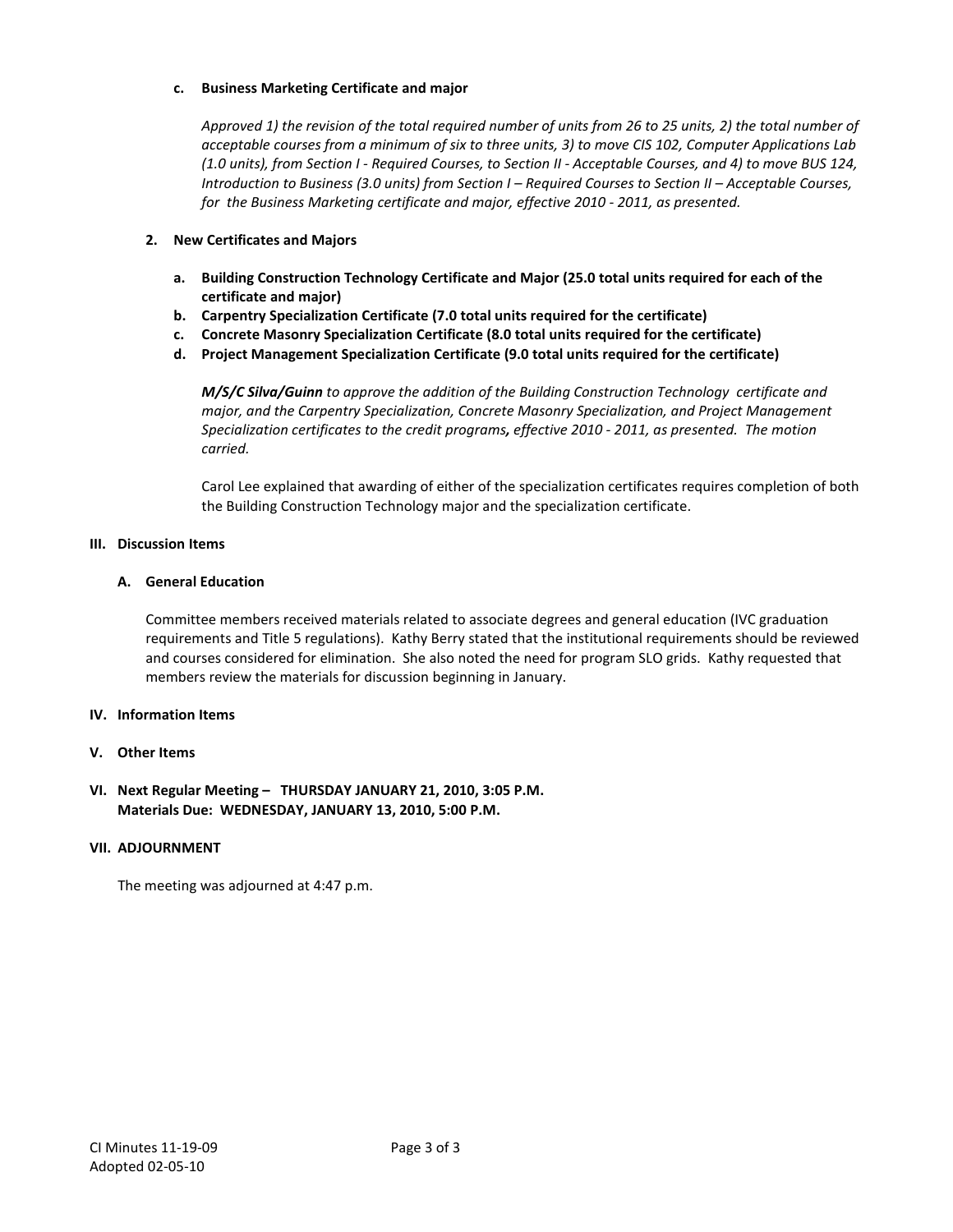**c. Business Marketing Certificate and major**

*Approved 1) the revision of the total required number of units from 26 to 25 units, 2) the total number of acceptable courses from a minimum of six to three units, 3) to move CIS 102, Computer Applications Lab (1.0 units), from Section I - Required Courses, to Section II - Acceptable Courses, and 4) to move BUS 124, Introduction to Business (3.0 units) from Section I – Required Courses to Section II – Acceptable Courses, for the Business Marketing certificate and major, effective 2010 - 2011, as presented.*

**2. New Certificates and Majors**

**a. Building Construction Technology Certificate and Major (25.0 total units required for each of the certificate and major)**
**b. Carpentry Specialization Certificate (7.0 total units required for the certificate)**
**c. Concrete Masonry Specialization Certificate (8.0 total units required for the certificate)**
**d. Project Management Specialization Certificate (9.0 total units required for the certificate)**

***M/S/C Silva/Guinn*** *to approve the addition of the Building Construction Technology certificate and major, and the Carpentry Specialization, Concrete Masonry Specialization, and Project Management Specialization certificates to the credit programs, effective 2010 - 2011, as presented. The motion carried.*

Carol Lee explained that awarding of either of the specialization certificates requires completion of both the Building Construction Technology major and the specialization certificate.

## III. Discussion Items

### A. General Education

Committee members received materials related to associate degrees and general education (IVC graduation requirements and Title 5 regulations). Kathy Berry stated that the institutional requirements should be reviewed and courses considered for elimination. She also noted the need for program SLO grids. Kathy requested that members review the materials for discussion beginning in January.

## IV. Information Items

## V. Other Items

## VI. Next Regular Meeting – THURSDAY JANUARY 21, 2010, 3:05 P.M.
**Materials Due: WEDNESDAY, JANUARY 13, 2010, 5:00 P.M.**

## VII. ADJOURNMENT

The meeting was adjourned at 4:47 p.m.

CI Minutes 11-19-09
Adopted 02-05-10